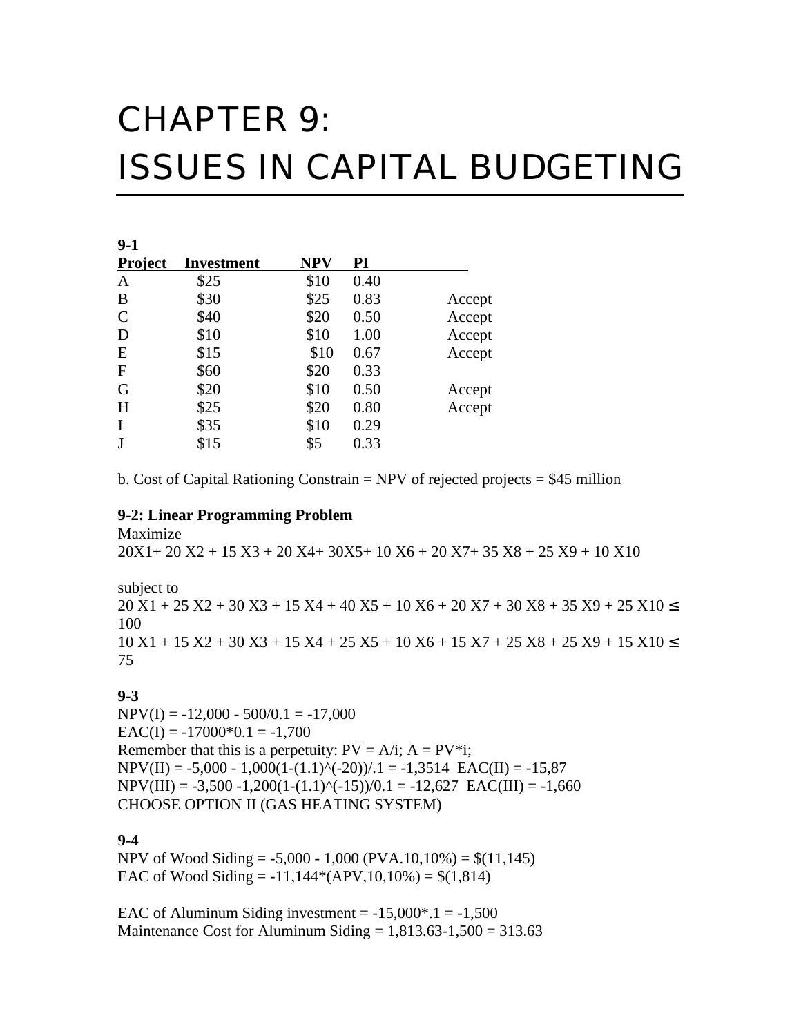# CHAPTER 9: ISSUES IN CAPITAL BUDGETING

**9-1**

| Project | Investment | NPV | PI | |
|---|---|---|---|---|
| A | \$25 | \$10 | 0.40 | |
| B | \$30 | \$25 | 0.83 | Accept |
| C | \$40 | \$20 | 0.50 | Accept |
| D | \$10 | \$10 | 1.00 | Accept |
| E | \$15 | \$10 | 0.67 | Accept |
| F | \$60 | \$20 | 0.33 | |
| G | \$20 | \$10 | 0.50 | Accept |
| H | \$25 | \$20 | 0.80 | Accept |
| I | \$35 | \$10 | 0.29 | |
| J | \$15 | \$5 | 0.33 | |

b. Cost of Capital Rationing Constrain = NPV of rejected projects = \$45 million

**9-2: Linear Programming Problem**

Maximize

20X1+ 20 X2 + 15 X3 + 20 X4+ 30X5+ 10 X6 + 20 X7+ 35 X8 + 25 X9 + 10 X10

subject to

20 X1 + 25 X2 + 30 X3 + 15 X4 + 40 X5 + 10 X6 + 20 X7 + 30 X8 + 35 X9 + 25 X10 ≤ 100

10 X1 + 15 X2 + 30 X3 + 15 X4 + 25 X5 + 10 X6 + 15 X7 + 25 X8 + 25 X9 + 15 X10 ≤ 75

**9-3**

NPV(I) = -12,000 - 500/0.1 = -17,000

EAC(I) = -17000*0.1 = -1,700

Remember that this is a perpetuity: PV = A/i; A = PV*i;

NPV(II) = -5,000 - 1,000(1-(1.1)^(-20))/.1 = -1,3514 EAC(II) = -15,87

NPV(III) = -3,500 -1,200(1-(1.1)^(-15))/0.1 = -12,627 EAC(III) = -1,660

CHOOSE OPTION II (GAS HEATING SYSTEM)

**9-4**

NPV of Wood Siding = -5,000 - 1,000 (PVA.10,10%) = \$(11,145)

EAC of Wood Siding = -11,144*(APV,10,10%) = \$(1,814)

EAC of Aluminum Siding investment = -15,000*.1 = -1,500

Maintenance Cost for Aluminum Siding = 1,813.63-1,500 = 313.63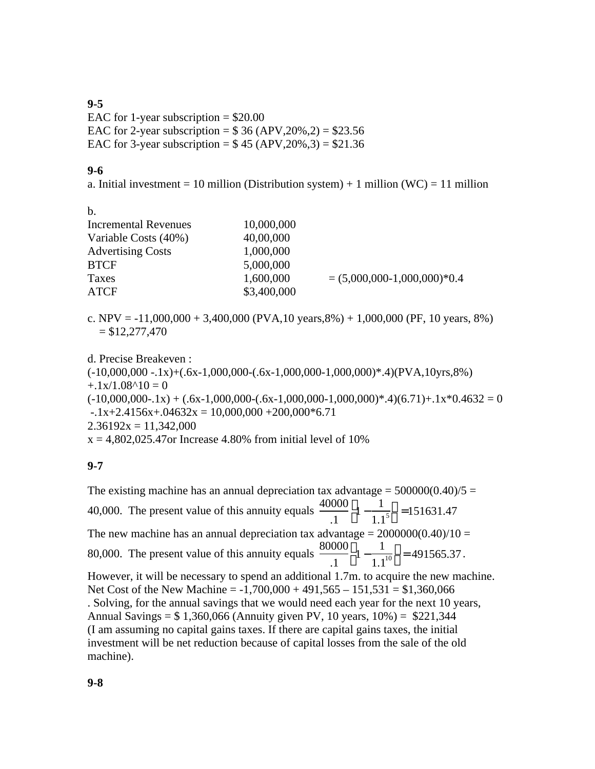**9-5**

EAC for 1-year subscription = $20.00
EAC for 2-year subscription = $ 36 (APV,20%,2) = $23.56
EAC for 3-year subscription = $ 45 (APV,20%,3) = $21.36

**9-6**

a. Initial investment = 10 million (Distribution system) + 1 million (WC) = 11 million

b.

| | | |
|---|---|---|
| Incremental Revenues | 10,000,000 | |
| Variable Costs (40%) | 40,00,000 | |
| Advertising Costs | 1,000,000 | |
| BTCF | 5,000,000 | |
| Taxes | 1,600,000 | = (5,000,000-1,000,000)*0.4 |
| ATCF | $3,400,000 | |

c. NPV = -11,000,000 + 3,400,000 (PVA,10 years,8%) + 1,000,000 (PF, 10 years, 8%)
= $12,277,470

d. Precise Breakeven :
(-10,000,000 -.1x)+(.6x-1,000,000-(.6x-1,000,000-1,000,000)*.4)(PVA,10yrs,8%) +.1x/1.08^10 = 0
(-10,000,000-.1x) + (.6x-1,000,000-(.6x-1,000,000-1,000,000)*.4)(6.71)+.1x*0.4632 = 0
-.1x+2.4156x+.04632x = 10,000,000 +200,000*6.71
2.36192x = 11,342,000
x = 4,802,025.47or Increase 4.80% from initial level of 10%

**9-7**

The existing machine has an annual depreciation tax advantage = 500000(0.40)/5 = 40,000. The present value of this annuity equals $\frac{40000}{.1}\left(1-\frac{1}{1.1^5}\right)=151631.47$

The new machine has an annual depreciation tax advantage = 2000000(0.40)/10 = 80,000. The present value of this annuity equals $\frac{80000}{.1}\left(1-\frac{1}{1.1^{10}}\right)=491565.37$.

However, it will be necessary to spend an additional 1.7m. to acquire the new machine.
Net Cost of the New Machine = -1,700,000 + 491,565 – 151,531 = $1,360,066
. Solving, for the annual savings that we would need each year for the next 10 years,
Annual Savings = $ 1,360,066 (Annuity given PV, 10 years, 10%) = $221,344
(I am assuming no capital gains taxes. If there are capital gains taxes, the initial investment will be net reduction because of capital losses from the sale of the old machine).

**9-8**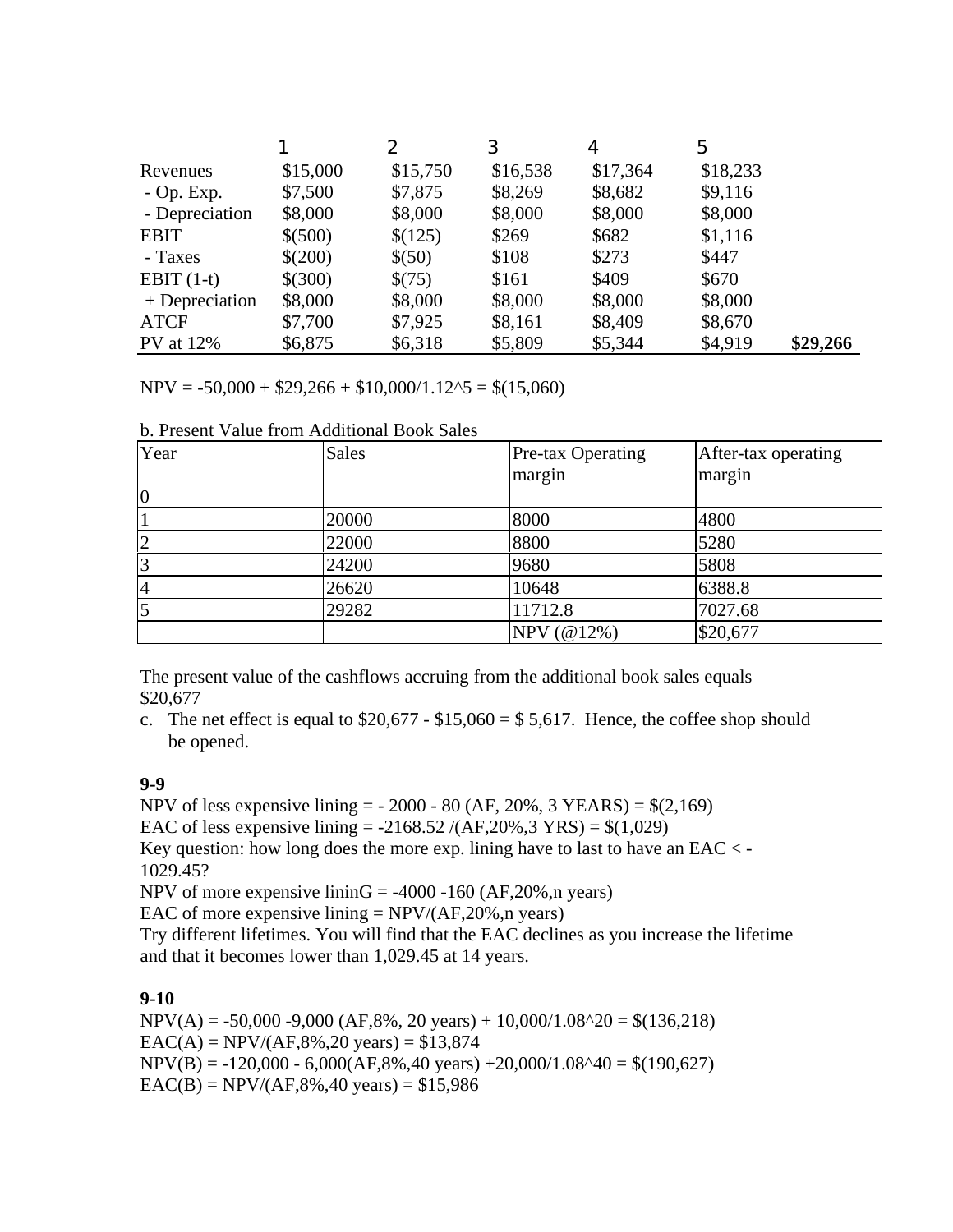| | 1 | 2 | 3 | 4 | 5 | |
|---|---|---|---|---|---|---|
| Revenues | $15,000 | $15,750 | $16,538 | $17,364 | $18,233 | |
| - Op. Exp. | $7,500 | $7,875 | $8,269 | $8,682 | $9,116 | |
| - Depreciation | $8,000 | $8,000 | $8,000 | $8,000 | $8,000 | |
| EBIT | $(500) | $(125) | $269 | $682 | $1,116 | |
| - Taxes | $(200) | $(50) | $108 | $273 | $447 | |
| EBIT (1-t) | $(300) | $(75) | $161 | $409 | $670 | |
| + Depreciation | $8,000 | $8,000 | $8,000 | $8,000 | $8,000 | |
| ATCF | $7,700 | $7,925 | $8,161 | $8,409 | $8,670 | |
| PV at 12% | $6,875 | $6,318 | $5,809 | $5,344 | $4,919 | **$29,266** |

NPV = -50,000 + $29,266 + $10,000/1.12^5 = $(15,060)

b. Present Value from Additional Book Sales

| Year | Sales | Pre-tax Operating margin | After-tax operating margin |
|---|---|---|---|
| 0 | | | |
| 1 | 20000 | 8000 | 4800 |
| 2 | 22000 | 8800 | 5280 |
| 3 | 24200 | 9680 | 5808 |
| 4 | 26620 | 10648 | 6388.8 |
| 5 | 29282 | 11712.8 | 7027.68 |
| | | NPV (@12%) | $20,677 |

The present value of the cashflows accruing from the additional book sales equals $20,677

c. The net effect is equal to $20,677 - $15,060 = $ 5,617. Hence, the coffee shop should be opened.

**9-9**

NPV of less expensive lining = - 2000 - 80 (AF, 20%, 3 YEARS) = $(2,169)
EAC of less expensive lining = -2168.52 /(AF,20%,3 YRS) = $(1,029)
Key question: how long does the more exp. lining have to last to have an EAC < -1029.45?
NPV of more expensive lininG = -4000 -160 (AF,20%,n years)
EAC of more expensive lining = NPV/(AF,20%,n years)
Try different lifetimes. You will find that the EAC declines as you increase the lifetime and that it becomes lower than 1,029.45 at 14 years.

**9-10**

NPV(A) = -50,000 -9,000 (AF,8%, 20 years) + 10,000/1.08^20 = $(136,218)
EAC(A) = NPV/(AF,8%,20 years) = $13,874
NPV(B) = -120,000 - 6,000(AF,8%,40 years) +20,000/1.08^40 = $(190,627)
EAC(B) = NPV/(AF,8%,40 years) = $15,986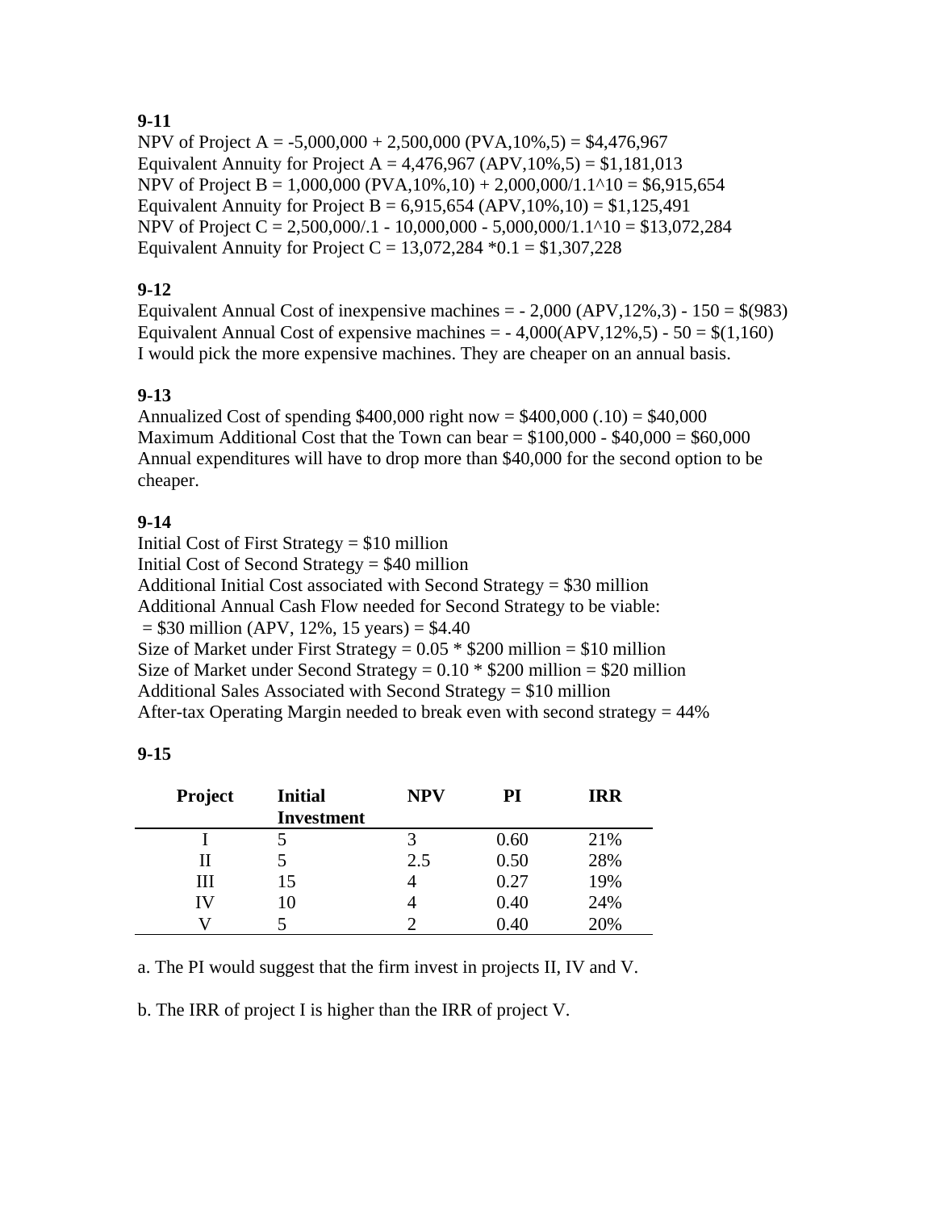**9-11**

NPV of Project A = -5,000,000 + 2,500,000 (PVA,10%,5) = $4,476,967
Equivalent Annuity for Project A = 4,476,967 (APV,10%,5) = $1,181,013
NPV of Project B = 1,000,000 (PVA,10%,10) + 2,000,000/1.1^10 = $6,915,654
Equivalent Annuity for Project B = 6,915,654 (APV,10%,10) = $1,125,491
NPV of Project C = 2,500,000/.1 - 10,000,000 - 5,000,000/1.1^10 = $13,072,284
Equivalent Annuity for Project C = 13,072,284 *0.1 = $1,307,228

**9-12**

Equivalent Annual Cost of inexpensive machines = - 2,000 (APV,12%,3) - 150 = $(983)
Equivalent Annual Cost of expensive machines = - 4,000(APV,12%,5) - 50 = $(1,160)
I would pick the more expensive machines. They are cheaper on an annual basis.

**9-13**

Annualized Cost of spending $400,000 right now = $400,000 (.10) = $40,000
Maximum Additional Cost that the Town can bear = $100,000 - $40,000 = $60,000
Annual expenditures will have to drop more than $40,000 for the second option to be cheaper.

**9-14**

Initial Cost of First Strategy = $10 million
Initial Cost of Second Strategy = $40 million
Additional Initial Cost associated with Second Strategy = $30 million
Additional Annual Cash Flow needed for Second Strategy to be viable:
= $30 million (APV, 12%, 15 years) = $4.40
Size of Market under First Strategy = 0.05 * $200 million = $10 million
Size of Market under Second Strategy = 0.10 * $200 million = $20 million
Additional Sales Associated with Second Strategy = $10 million
After-tax Operating Margin needed to break even with second strategy = 44%

**9-15**

| Project | Initial Investment | NPV | PI | IRR |
|---|---|---|---|---|
| I | 5 | 3 | 0.60 | 21% |
| II | 5 | 2.5 | 0.50 | 28% |
| III | 15 | 4 | 0.27 | 19% |
| IV | 10 | 4 | 0.40 | 24% |
| V | 5 | 2 | 0.40 | 20% |

a. The PI would suggest that the firm invest in projects II, IV and V.

b. The IRR of project I is higher than the IRR of project V.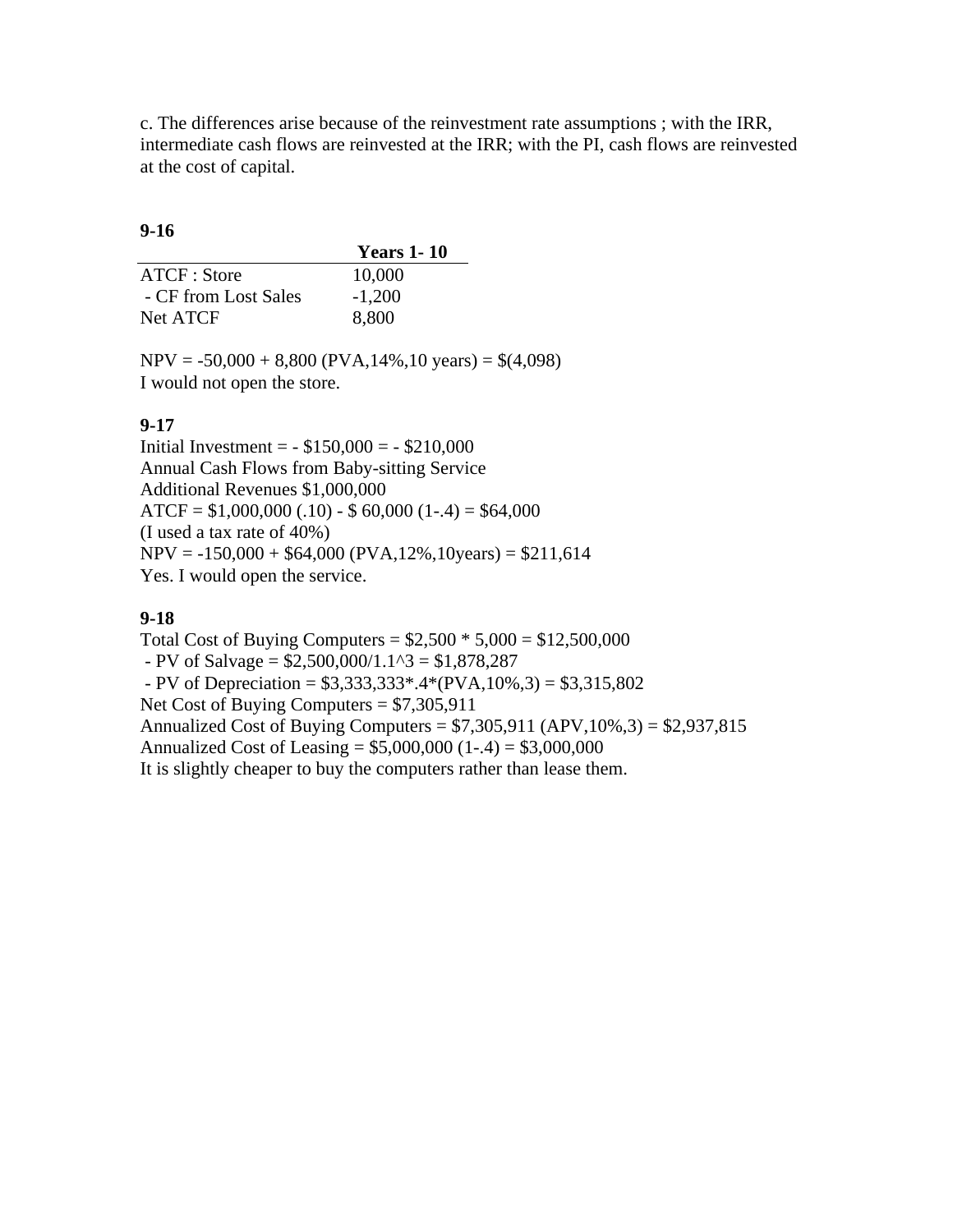c. The differences arise because of the reinvestment rate assumptions ; with the IRR, intermediate cash flows are reinvested at the IRR; with the PI, cash flows are reinvested at the cost of capital.

**9-16**

| | Years 1- 10 |
|---|---|
| ATCF : Store | 10,000 |
| - CF from Lost Sales | -1,200 |
| Net ATCF | 8,800 |

NPV = -50,000 + 8,800 (PVA,14%,10 years) = $(4,098)
I would not open the store.

**9-17**

Initial Investment = - $150,000 = - $210,000
Annual Cash Flows from Baby-sitting Service
Additional Revenues $1,000,000
ATCF = $1,000,000 (.10) - $ 60,000 (1-.4) = $64,000
(I used a tax rate of 40%)
NPV = -150,000 + $64,000 (PVA,12%,10years) = $211,614
Yes. I would open the service.

**9-18**

Total Cost of Buying Computers = $2,500 * 5,000 = $12,500,000
- PV of Salvage = $2,500,000/1.1^3 = $1,878,287
- PV of Depreciation = $3,333,333*.4*(PVA,10%,3) = $3,315,802
Net Cost of Buying Computers = $7,305,911
Annualized Cost of Buying Computers = $7,305,911 (APV,10%,3) = $2,937,815
Annualized Cost of Leasing = $5,000,000 (1-.4) = $3,000,000
It is slightly cheaper to buy the computers rather than lease them.